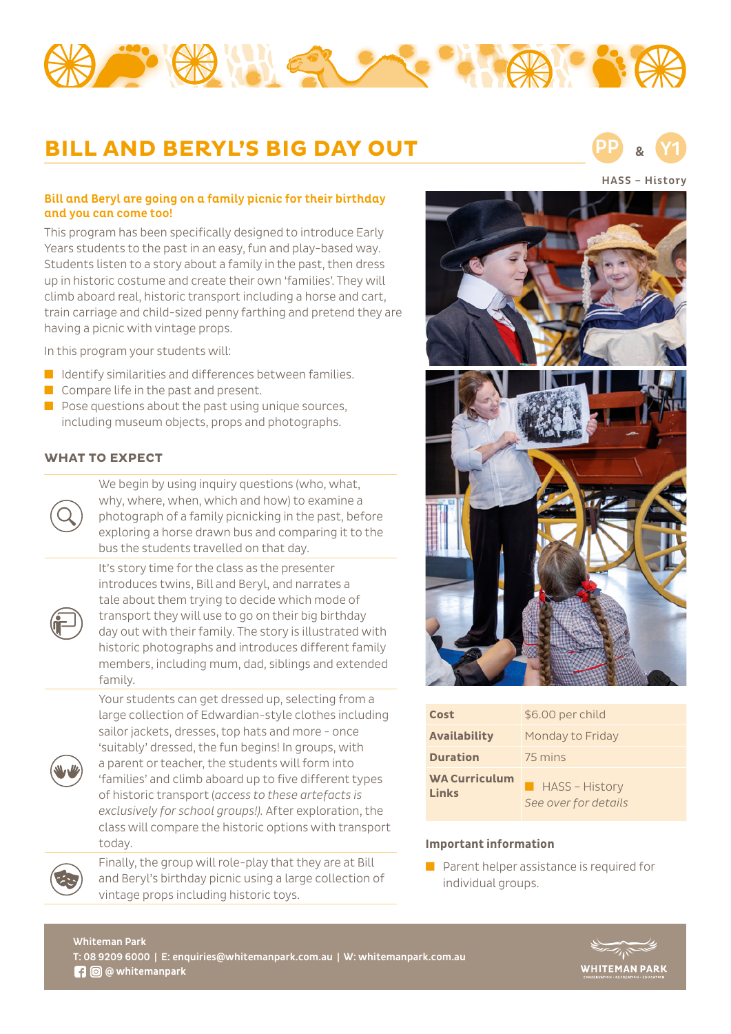# BILL AND BERYL'S BIG DAY OUT

PP & Y1

HASS – History

**Bill and Beryl are going on a family picnic for their birthday and you can come too!**

This program has been specifically designed to introduce Early Years students to the past in an easy, fun and play-based way. Students listen to a story about a family in the past, then dress up in historic costume and create their own 'families'. They will climb aboard real, historic transport including a horse and cart, train carriage and child-sized penny farthing and pretend they are having a picnic with vintage props.

In this program your students will:

- Identify similarities and differences between families.
- Compare life in the past and present.
- Pose questions about the past using unique sources, including museum objects, props and photographs.

## WHAT TO EXPECT

We begin by using inquiry questions (who, what, why, where, when, which and how) to examine a photograph of a family picnicking in the past, before exploring a horse drawn bus and comparing it to the bus the students travelled on that day.

It's story time for the class as the presenter introduces twins, Bill and Beryl, and narrates a tale about them trying to decide which mode of transport they will use to go on their big birthday day out with their family. The story is illustrated with historic photographs and introduces different family members, including mum, dad, siblings and extended family.

Your students can get dressed up, selecting from a large collection of Edwardian-style clothes including sailor jackets, dresses, top hats and more - once 'suitably' dressed, the fun begins! In groups, with a parent or teacher, the students will form into 'families' and climb aboard up to five different types of historic transport (*access to these artefacts is exclusively for school groups!*). After exploration, the class will compare the historic options with transport today.

Finally, the group will role-play that they are at Bill and Beryl's birthday picnic using a large collection of vintage props including historic toys.

| | |
|---|---|
| **Cost** | $6.00 per child |
| **Availability** | Monday to Friday |
| **Duration** | 75 mins |
| **WA Curriculum Links** | HASS – History<br>*See over for details* |

**Important information**

- Parent helper assistance is required for individual groups.

**Whiteman Park**
**T: 08 9209 6000 | E: enquiries@whitemanpark.com.au | W: whitemanpark.com.au**
**@ whitemanpark**

WHITEMAN PARK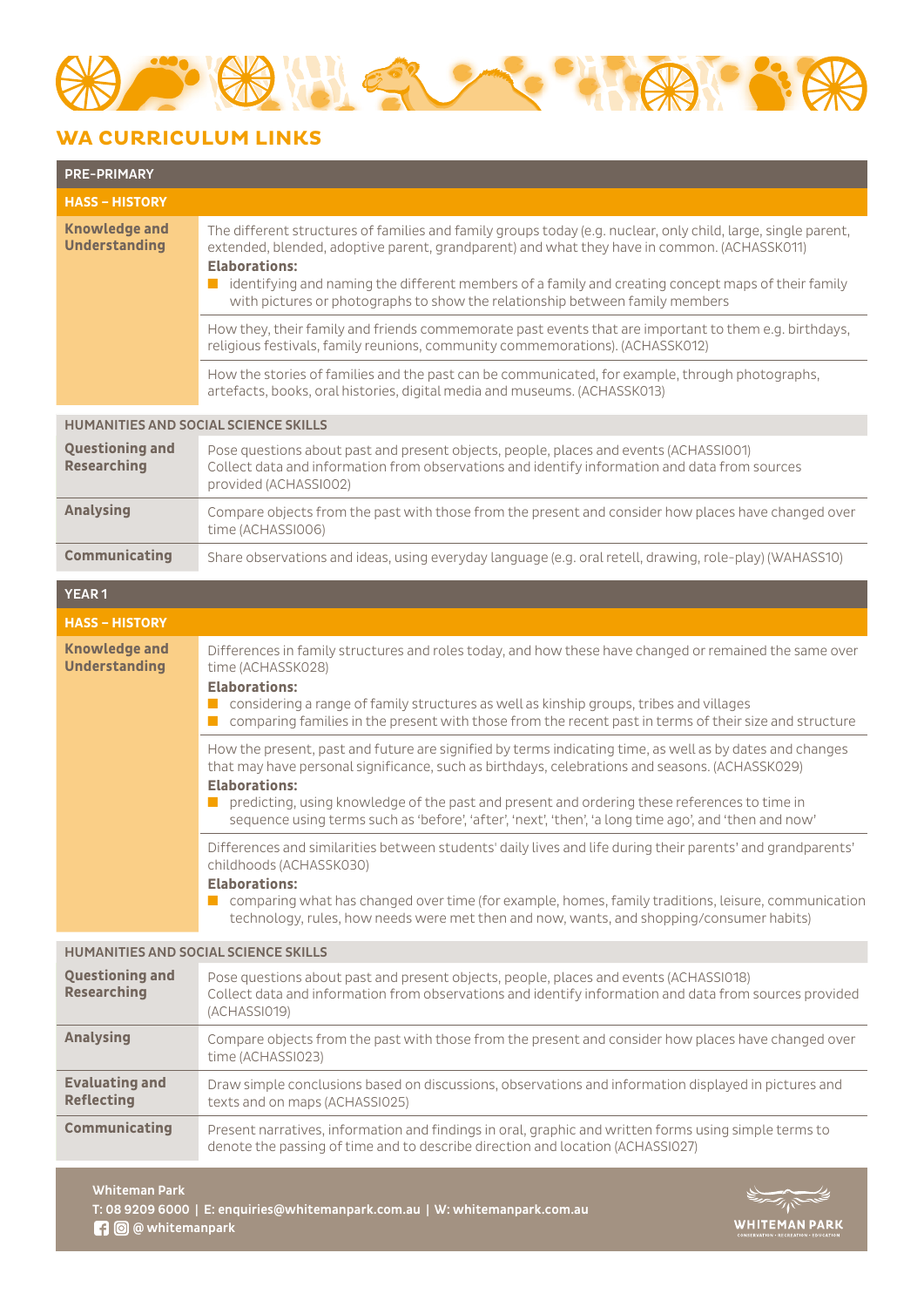## WA CURRICULUM LINKS

| PRE-PRIMARY | |
|---|---|
| **HASS – HISTORY** | |
| **Knowledge and Understanding** | The different structures of families and family groups today (e.g. nuclear, only child, large, single parent, extended, blended, adoptive parent, grandparent) and what they have in common. (ACHASSK011)<br>**Elaborations:**<br>■ identifying and naming the different members of a family and creating concept maps of their family with pictures or photographs to show the relationship between family members |
| | How they, their family and friends commemorate past events that are important to them e.g. birthdays, religious festivals, family reunions, community commemorations). (ACHASSK012) |
| | How the stories of families and the past can be communicated, for example, through photographs, artefacts, books, oral histories, digital media and museums. (ACHASSK013) |
| **HUMANITIES AND SOCIAL SCIENCE SKILLS** | |
| **Questioning and Researching** | Pose questions about past and present objects, people, places and events (ACHASSI001)<br>Collect data and information from observations and identify information and data from sources provided (ACHASSI002) |
| **Analysing** | Compare objects from the past with those from the present and consider how places have changed over time (ACHASSI006) |
| **Communicating** | Share observations and ideas, using everyday language (e.g. oral retell, drawing, role-play) (WAHASS10) |

| YEAR 1 | |
|---|---|
| **HASS – HISTORY** | |
| **Knowledge and Understanding** | Differences in family structures and roles today, and how these have changed or remained the same over time (ACHASSK028)<br>**Elaborations:**<br>■ considering a range of family structures as well as kinship groups, tribes and villages<br>■ comparing families in the present with those from the recent past in terms of their size and structure |
| | How the present, past and future are signified by terms indicating time, as well as by dates and changes that may have personal significance, such as birthdays, celebrations and seasons. (ACHASSK029)<br>**Elaborations:**<br>■ predicting, using knowledge of the past and present and ordering these references to time in sequence using terms such as 'before', 'after', 'next', 'then', 'a long time ago', and 'then and now' |
| | Differences and similarities between students' daily lives and life during their parents' and grandparents' childhoods (ACHASSK030)<br>**Elaborations:**<br>■ comparing what has changed over time (for example, homes, family traditions, leisure, communication technology, rules, how needs were met then and now, wants, and shopping/consumer habits) |
| **HUMANITIES AND SOCIAL SCIENCE SKILLS** | |
| **Questioning and Researching** | Pose questions about past and present objects, people, places and events (ACHASSI018)<br>Collect data and information from observations and identify information and data from sources provided (ACHASSI019) |
| **Analysing** | Compare objects from the past with those from the present and consider how places have changed over time (ACHASSI023) |
| **Evaluating and Reflecting** | Draw simple conclusions based on discussions, observations and information displayed in pictures and texts and on maps (ACHASSI025) |
| **Communicating** | Present narratives, information and findings in oral, graphic and written forms using simple terms to denote the passing of time and to describe direction and location (ACHASSI027) |

**Whiteman Park**
**T: 08 9209 6000 | E: enquiries@whitemanpark.com.au | W: whitemanpark.com.au**
**@ whitemanpark**

WHITEMAN PARK
CONSERVATION • RECREATION • EDUCATION